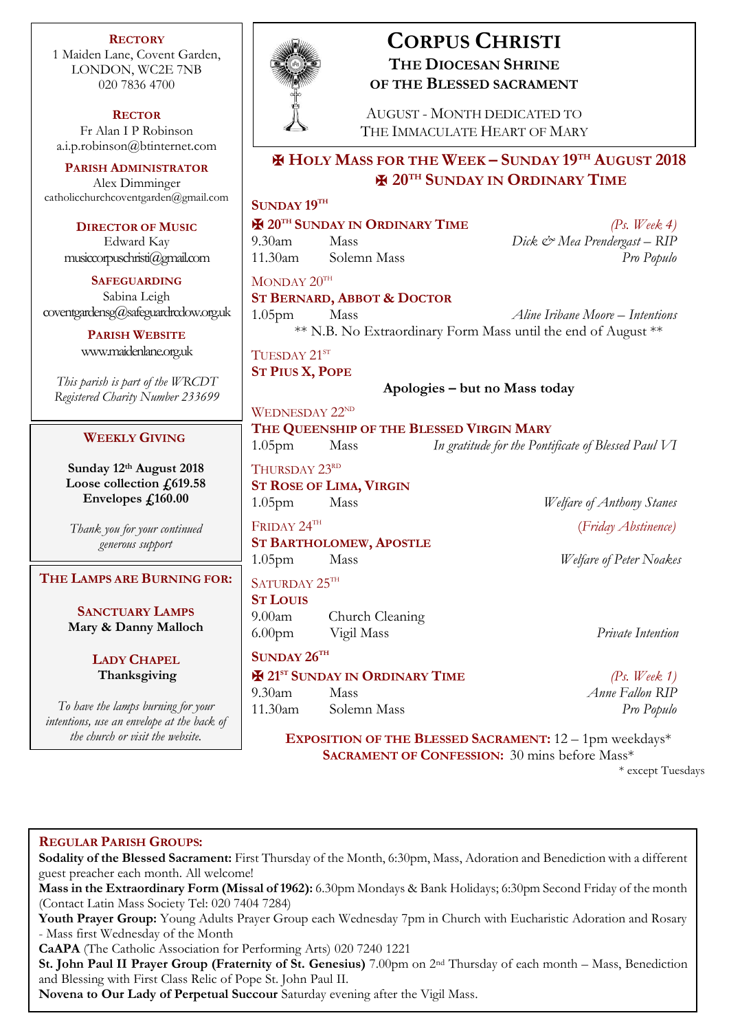# CORPUS CHRISTI

## THE DIOCESAN SHRINE OF THE BLESSED SACRAMENT

AUGUST - MONTH DEDICATED TO THE IMMACULATE HEART OF MARY

**RECTORY**
1 Maiden Lane, Covent Garden,
LONDON, WC2E 7NB
020 7836 4700

**RECTOR**
Fr Alan I P Robinson
a.i.p.robinson@btinternet.com

**PARISH ADMINISTRATOR**
Alex Dimminger
catholicchurchcoventgarden@gmail.com

**DIRECTOR OF MUSIC**
Edward Kay
musiccorpuschristi@gmail.com

**SAFEGUARDING**
Sabina Leigh
coventgardensg@safeguardrcdow.org.uk

**PARISH WEBSITE**
www.maidenlane.org.uk

*This parish is part of the WRCDT Registered Charity Number 233699*

**WEEKLY GIVING**

**Sunday 12th August 2018**
**Loose collection £619.58**
**Envelopes £160.00**

*Thank you for your continued generous support*

**THE LAMPS ARE BURNING FOR:**

**SANCTUARY LAMPS**
**Mary & Danny Malloch**

**LADY CHAPEL**
**Thanksgiving**

*To have the lamps burning for your intentions, use an envelope at the back of the church or visit the website.*

## ✠ HOLY MASS FOR THE WEEK – SUNDAY 19TH AUGUST 2018
## ✠ 20TH SUNDAY IN ORDINARY TIME

**SUNDAY 19TH**

**✠ 20TH SUNDAY IN ORDINARY TIME** *(Ps. Week 4)*

| | | |
|---|---|---|
| 9.30am | Mass | *Dick & Mea Prendergast – RIP* |
| 11.30am | Solemn Mass | *Pro Populo* |

MONDAY 20TH

**ST BERNARD, ABBOT & DOCTOR**

| | | |
|---|---|---|
| 1.05pm | Mass | *Aline Iribane Moore – Intentions* |

** N.B. No Extraordinary Form Mass until the end of August **

TUESDAY 21ST

**ST PIUS X, POPE**

**Apologies – but no Mass today**

WEDNESDAY 22ND

**THE QUEENSHIP OF THE BLESSED VIRGIN MARY**

| | | |
|---|---|---|
| 1.05pm | Mass | *In gratitude for the Pontificate of Blessed Paul VI* |

THURSDAY 23RD

**ST ROSE OF LIMA, VIRGIN**

| | | |
|---|---|---|
| 1.05pm | Mass | *Welfare of Anthony Stanes* |

FRIDAY 24TH *(Friday Abstinence)*

**ST BARTHOLOMEW, APOSTLE**

| | | |
|---|---|---|
| 1.05pm | Mass | *Welfare of Peter Noakes* |

SATURDAY 25TH

**ST LOUIS**

| | | |
|---|---|---|
| 9.00am | Church Cleaning | |
| 6.00pm | Vigil Mass | *Private Intention* |

**SUNDAY 26TH**

**✠ 21ST SUNDAY IN ORDINARY TIME** *(Ps. Week 1)*

| | | |
|---|---|---|
| 9.30am | Mass | *Anne Fallon RIP* |
| 11.30am | Solemn Mass | *Pro Populo* |

**EXPOSITION OF THE BLESSED SACRAMENT:** 12 – 1pm weekdays*
**SACRAMENT OF CONFESSION:** 30 mins before Mass*
* except Tuesdays

**REGULAR PARISH GROUPS:**

**Sodality of the Blessed Sacrament:** First Thursday of the Month, 6:30pm, Mass, Adoration and Benediction with a different guest preacher each month. All welcome!

**Mass in the Extraordinary Form (Missal of 1962):** 6.30pm Mondays & Bank Holidays; 6:30pm Second Friday of the month (Contact Latin Mass Society Tel: 020 7404 7284)

**Youth Prayer Group:** Young Adults Prayer Group each Wednesday 7pm in Church with Eucharistic Adoration and Rosary - Mass first Wednesday of the Month

**CaAPA** (The Catholic Association for Performing Arts) 020 7240 1221

**St. John Paul II Prayer Group (Fraternity of St. Genesius)** 7.00pm on 2nd Thursday of each month – Mass, Benediction and Blessing with First Class Relic of Pope St. John Paul II.

**Novena to Our Lady of Perpetual Succour** Saturday evening after the Vigil Mass.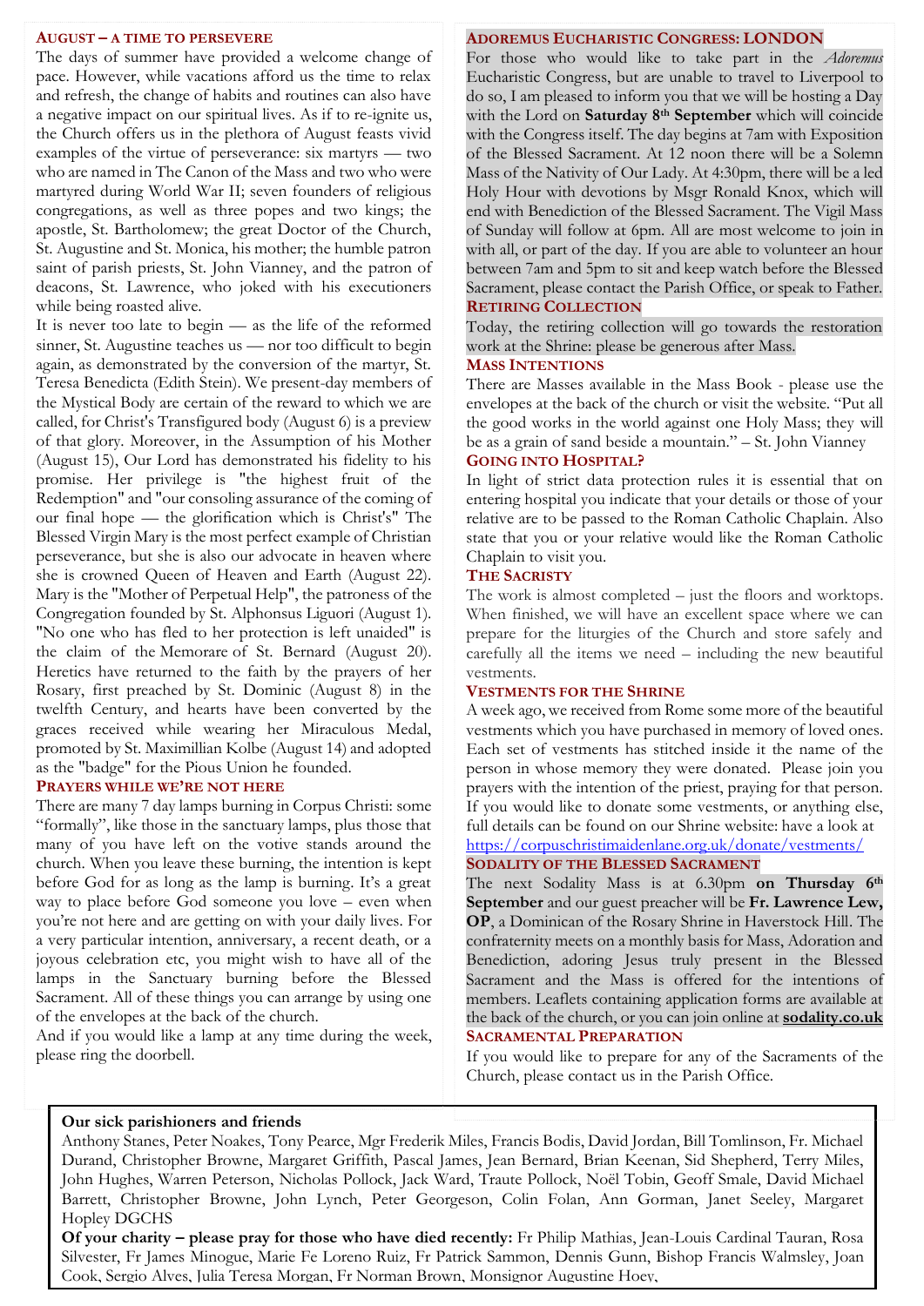## August – a time to persevere

The days of summer have provided a welcome change of pace. However, while vacations afford us the time to relax and refresh, the change of habits and routines can also have a negative impact on our spiritual lives. As if to re-ignite us, the Church offers us in the plethora of August feasts vivid examples of the virtue of perseverance: six martyrs — two who are named in The Canon of the Mass and two who were martyred during World War II; seven founders of religious congregations, as well as three popes and two kings; the apostle, St. Bartholomew; the great Doctor of the Church, St. Augustine and St. Monica, his mother; the humble patron saint of parish priests, St. John Vianney, and the patron of deacons, St. Lawrence, who joked with his executioners while being roasted alive.

It is never too late to begin — as the life of the reformed sinner, St. Augustine teaches us — nor too difficult to begin again, as demonstrated by the conversion of the martyr, St. Teresa Benedicta (Edith Stein). We present-day members of the Mystical Body are certain of the reward to which we are called, for Christ's Transfigured body (August 6) is a preview of that glory. Moreover, in the Assumption of his Mother (August 15), Our Lord has demonstrated his fidelity to his promise. Her privilege is "the highest fruit of the Redemption" and "our consoling assurance of the coming of our final hope — the glorification which is Christ's" The Blessed Virgin Mary is the most perfect example of Christian perseverance, but she is also our advocate in heaven where she is crowned Queen of Heaven and Earth (August 22). Mary is the "Mother of Perpetual Help", the patroness of the Congregation founded by St. Alphonsus Liguori (August 1). "No one who has fled to her protection is left unaided" is the claim of the Memorare of St. Bernard (August 20). Heretics have returned to the faith by the prayers of her Rosary, first preached by St. Dominic (August 8) in the twelfth Century, and hearts have been converted by the graces received while wearing her Miraculous Medal, promoted by St. Maximillian Kolbe (August 14) and adopted as the "badge" for the Pious Union he founded.

## Prayers while we're not here

There are many 7 day lamps burning in Corpus Christi: some "formally", like those in the sanctuary lamps, plus those that many of you have left on the votive stands around the church. When you leave these burning, the intention is kept before God for as long as the lamp is burning. It's a great way to place before God someone you love – even when you're not here and are getting on with your daily lives. For a very particular intention, anniversary, a recent death, or a joyous celebration etc, you might wish to have all of the lamps in the Sanctuary burning before the Blessed Sacrament. All of these things you can arrange by using one of the envelopes at the back of the church.

And if you would like a lamp at any time during the week, please ring the doorbell.

## Adoremus Eucharistic Congress: LONDON

For those who would like to take part in the *Adoremus* Eucharistic Congress, but are unable to travel to Liverpool to do so, I am pleased to inform you that we will be hosting a Day with the Lord on **Saturday 8th September** which will coincide with the Congress itself. The day begins at 7am with Exposition of the Blessed Sacrament. At 12 noon there will be a Solemn Mass of the Nativity of Our Lady. At 4:30pm, there will be a led Holy Hour with devotions by Msgr Ronald Knox, which will end with Benediction of the Blessed Sacrament. The Vigil Mass of Sunday will follow at 6pm. All are most welcome to join in with all, or part of the day. If you are able to volunteer an hour between 7am and 5pm to sit and keep watch before the Blessed Sacrament, please contact the Parish Office, or speak to Father.

## Retiring Collection

Today, the retiring collection will go towards the restoration work at the Shrine: please be generous after Mass.

## Mass Intentions

There are Masses available in the Mass Book - please use the envelopes at the back of the church or visit the website. "Put all the good works in the world against one Holy Mass; they will be as a grain of sand beside a mountain." – St. John Vianney

## Going into Hospital?

In light of strict data protection rules it is essential that on entering hospital you indicate that your details or those of your relative are to be passed to the Roman Catholic Chaplain. Also state that you or your relative would like the Roman Catholic Chaplain to visit you.

## The Sacristy

The work is almost completed – just the floors and worktops. When finished, we will have an excellent space where we can prepare for the liturgies of the Church and store safely and carefully all the items we need – including the new beautiful vestments.

## Vestments for the Shrine

A week ago, we received from Rome some more of the beautiful vestments which you have purchased in memory of loved ones. Each set of vestments has stitched inside it the name of the person in whose memory they were donated. Please join you prayers with the intention of the priest, praying for that person. If you would like to donate some vestments, or anything else, full details can be found on our Shrine website: have a look at https://corpuschristimaidenlane.org.uk/donate/vestments/

## Sodality of the Blessed Sacrament

The next Sodality Mass is at 6.30pm **on Thursday 6th September** and our guest preacher will be **Fr. Lawrence Lew, OP**, a Dominican of the Rosary Shrine in Haverstock Hill. The confraternity meets on a monthly basis for Mass, Adoration and Benediction, adoring Jesus truly present in the Blessed Sacrament and the Mass is offered for the intentions of members. Leaflets containing application forms are available at the back of the church, or you can join online at **sodality.co.uk**

## Sacramental Preparation

If you would like to prepare for any of the Sacraments of the Church, please contact us in the Parish Office.

**Our sick parishioners and friends**

Anthony Stanes, Peter Noakes, Tony Pearce, Mgr Frederik Miles, Francis Bodis, David Jordan, Bill Tomlinson, Fr. Michael Durand, Christopher Browne, Margaret Griffith, Pascal James, Jean Bernard, Brian Keenan, Sid Shepherd, Terry Miles, John Hughes, Warren Peterson, Nicholas Pollock, Jack Ward, Traute Pollock, Noël Tobin, Geoff Smale, David Michael Barrett, Christopher Browne, John Lynch, Peter Georgeson, Colin Folan, Ann Gorman, Janet Seeley, Margaret Hopley DGCHS

**Of your charity – please pray for those who have died recently:** Fr Philip Mathias, Jean-Louis Cardinal Tauran, Rosa Silvester, Fr James Minogue, Marie Fe Loreno Ruiz, Fr Patrick Sammon, Dennis Gunn, Bishop Francis Walmsley, Joan Cook, Sergio Alves, Julia Teresa Morgan, Fr Norman Brown, Monsignor Augustine Hoey,